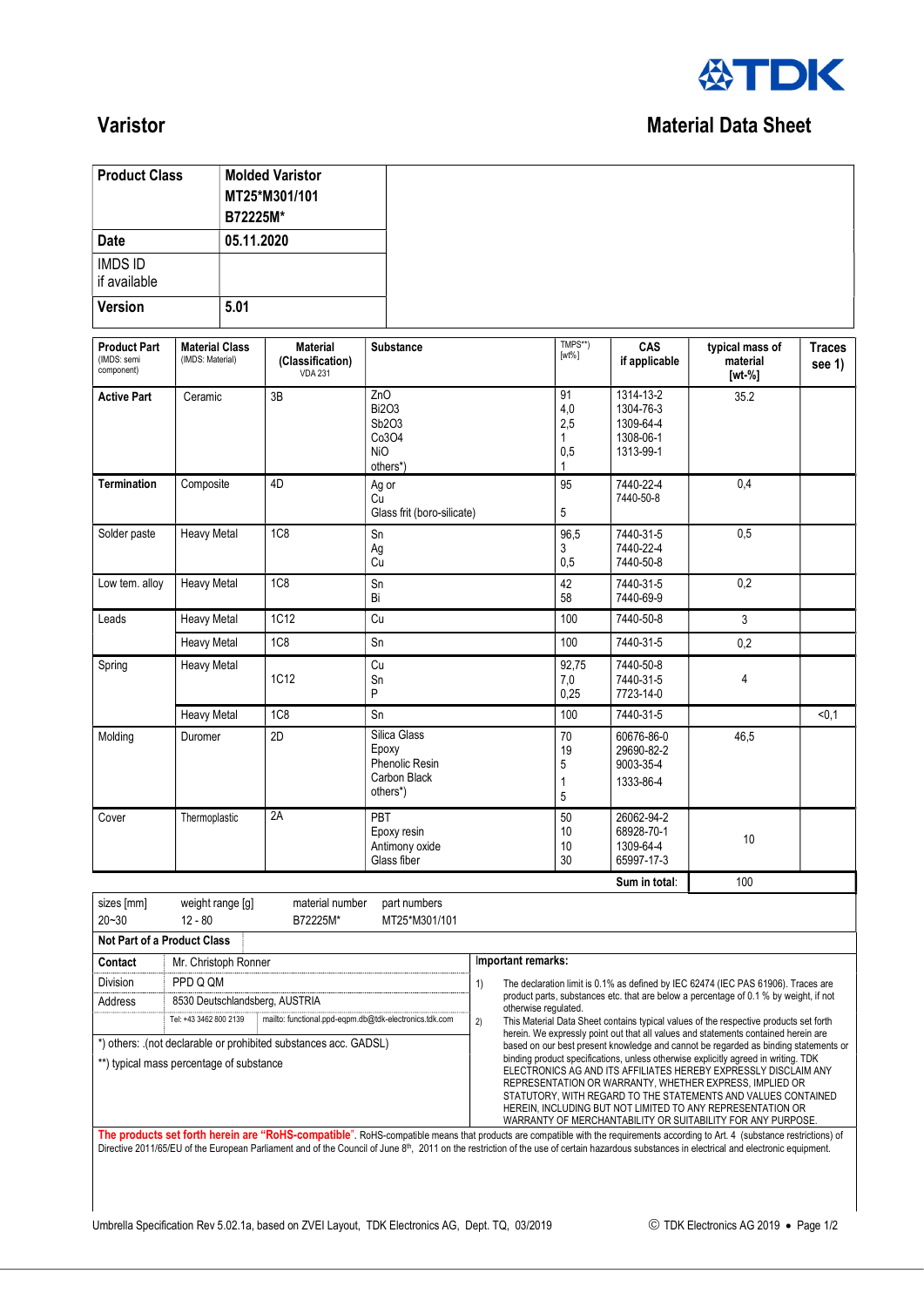# Varistor

## Material Data Sheet

| Product Class | Molded Varistor MT25*M301/101 B72225M* |
|---|---|
| Date | 05.11.2020 |
| IMDS ID if available | |
| Version | 5.01 |

| Product Part (IMDS: semi component) | Material Class (IMDS: Material) | Material (Classification) VDA 231 | Substance | TMPS**) [wt%] | CAS if applicable | typical mass of material [wt-%] | Traces see 1) |
|---|---|---|---|---|---|---|---|
| **Active Part** | Ceramic | 3B | ZnO<br>Bi2O3<br>Sb2O3<br>Co3O4<br>NiO<br>others*) | 91<br>4,0<br>2,5<br>1<br>0,5<br>1 | 1314-13-2<br>1304-76-3<br>1309-64-4<br>1308-06-1<br>1313-99-1 | 35.2 | |
| **Termination** | Composite | 4D | Ag or<br>Cu<br>Glass frit (boro-silicate) | 95<br><br>5 | 7440-22-4<br>7440-50-8 | 0,4 | |
| Solder paste | Heavy Metal | 1C8 | Sn<br>Ag<br>Cu | 96,5<br>3<br>0,5 | 7440-31-5<br>7440-22-4<br>7440-50-8 | 0,5 | |
| Low tem. alloy | Heavy Metal | 1C8 | Sn<br>Bi | 42<br>58 | 7440-31-5<br>7440-69-9 | 0,2 | |
| Leads | Heavy Metal | 1C12 | Cu | 100 | 7440-50-8 | 3 | |
| | Heavy Metal | 1C8 | Sn | 100 | 7440-31-5 | 0,2 | |
| Spring | Heavy Metal | 1C12 | Cu<br>Sn<br>P | 92,75<br>7,0<br>0,25 | 7440-50-8<br>7440-31-5<br>7723-14-0 | 4 | |
| | Heavy Metal | 1C8 | Sn | 100 | 7440-31-5 | | <0,1 |
| Molding | Duromer | 2D | Silica Glass<br>Epoxy<br>Phenolic Resin<br>Carbon Black<br>others*) | 70<br>19<br>5<br>1<br>5 | 60676-86-0<br>29690-82-2<br>9003-35-4<br>1333-86-4 | 46,5 | |
| Cover | Thermoplastic | 2A | PBT<br>Epoxy resin<br>Antimony oxide<br>Glass fiber | 50<br>10<br>10<br>30 | 26062-94-2<br>68928-70-1<br>1309-64-4<br>65997-17-3 | 10 | |
| | | | | | **Sum in total:** | 100 | |

| sizes [mm] | weight range [g] | material number | part numbers |
|---|---|---|---|
| 20~30 | 12 - 80 | B72225M* | MT25*M301/101 |

**Not Part of a Product Class**

| **Contact** | Mr. Christoph Ronner |
|---|---|
| Division | PPD Q QM |
| Address | 8530 Deutschlandsberg, AUSTRIA |
| | Tel: +43 3462 800 2139 — mailto: functional.ppd-eqpm.db@tdk-electronics.tdk.com |

*) others: .(not declarable or prohibited substances acc. GADSL)

**) typical mass percentage of substance

**Important remarks:**

1) The declaration limit is 0.1% as defined by IEC 62474 (IEC PAS 61906). Traces are product parts, substances etc. that are below a percentage of 0.1 % by weight, if not otherwise regulated.

2) This Material Data Sheet contains typical values of the respective products set forth herein. We expressly point out that all values and statements contained herein are based on our best present knowledge and cannot be regarded as binding statements or binding product specifications, unless otherwise explicitly agreed in writing. TDK ELECTRONICS AG AND ITS AFFILIATES HEREBY EXPRESSLY DISCLAIM ANY REPRESENTATION OR WARRANTY, WHETHER EXPRESS, IMPLIED OR STATUTORY, WITH REGARD TO THE STATEMENTS AND VALUES CONTAINED HEREIN, INCLUDING BUT NOT LIMITED TO ANY REPRESENTATION OR WARRANTY OF MERCHANTABILITY OR SUITABILITY FOR ANY PURPOSE.

**The products set forth herein are "RoHS-compatible"**. RoHS-compatible means that products are compatible with the requirements according to Art. 4 (substance restrictions) of Directive 2011/65/EU of the European Parliament and of the Council of June 8th, 2011 on the restriction of the use of certain hazardous substances in electrical and electronic equipment.

Umbrella Specification Rev 5.02.1a, based on ZVEI Layout, TDK Electronics AG, Dept. TQ, 03/2019 — © TDK Electronics AG 2019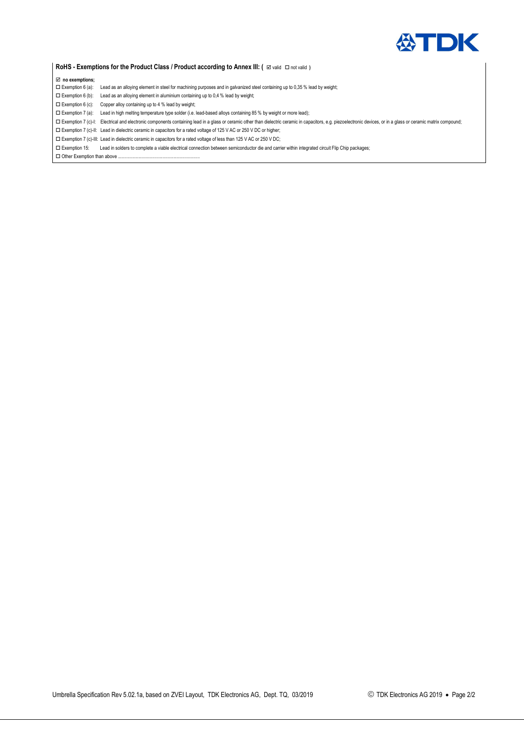**RoHS - Exemptions for the Product Class / Product according to Annex III: (** ☑ valid ☐ not valid **)**

☑ **no exemptions;**

☐ Exemption 6 (a): Lead as an alloying element in steel for machining purposes and in galvanized steel containing up to 0,35 % lead by weight;

☐ Exemption 6 (b): Lead as an alloying element in aluminium containing up to 0,4 % lead by weight;

☐ Exemption 6 (c): Copper alloy containing up to 4 % lead by weight;

☐ Exemption 7 (a): Lead in high melting temperature type solder (i.e. lead-based alloys containing 85 % by weight or more lead);

☐ Exemption 7 (c)-I: Electrical and electronic components containing lead in a glass or ceramic other than dielectric ceramic in capacitors, e.g. piezoelectronic devices, or in a glass or ceramic matrix compound;

☐ Exemption 7 (c)-II: Lead in dielectric ceramic in capacitors for a rated voltage of 125 V AC or 250 V DC or higher;

☐ Exemption 7 (c)-III: Lead in dielectric ceramic in capacitors for a rated voltage of less than 125 V AC or 250 V DC;

☐ Exemption 15: Lead in solders to complete a viable electrical connection between semiconductor die and carrier within integrated circuit Flip Chip packages;

☐ Other Exemption than above ....................................................................

Umbrella Specification Rev 5.02.1a, based on ZVEI Layout, TDK Electronics AG, Dept. TQ, 03/2019

© TDK Electronics AG 2019